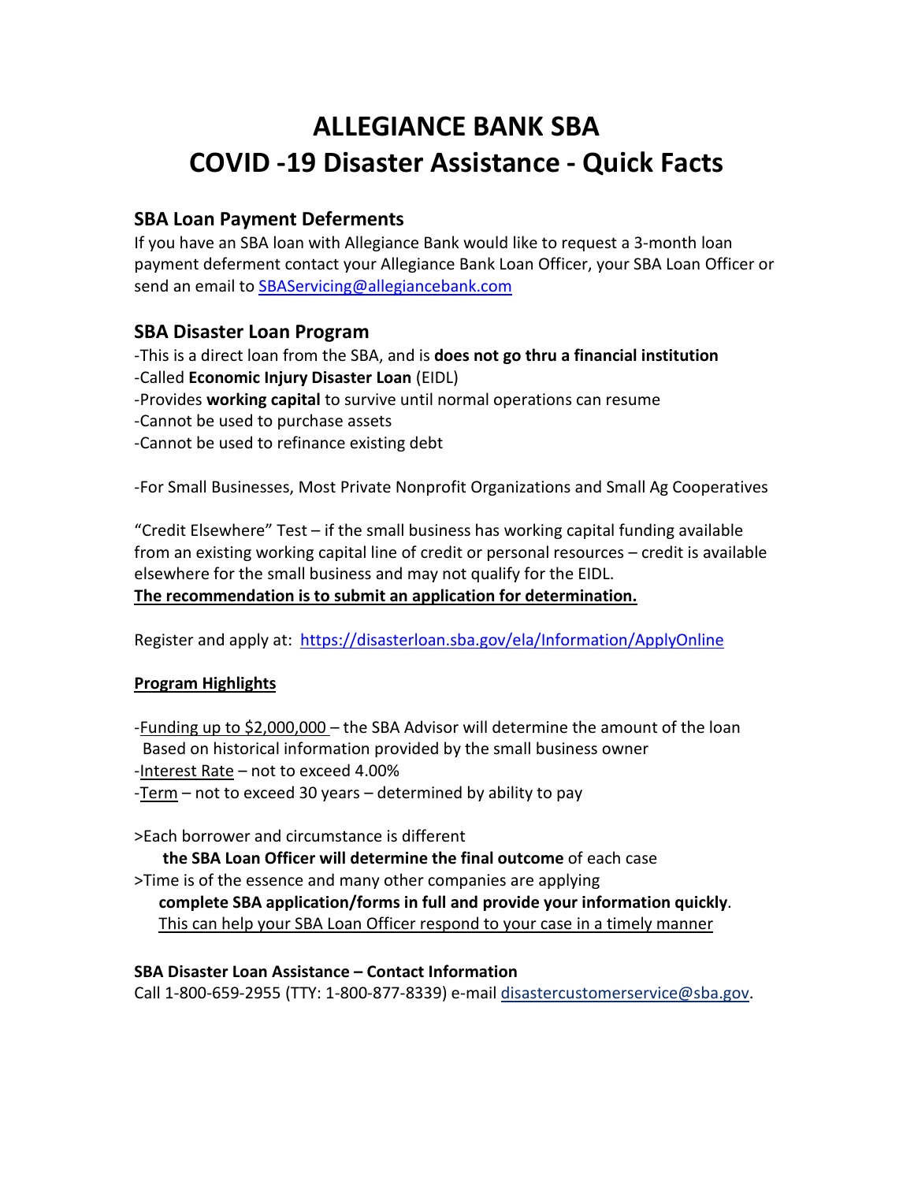# ALLEGIANCE BANK SBA
# COVID -19 Disaster Assistance - Quick Facts

## SBA Loan Payment Deferments

If you have an SBA loan with Allegiance Bank would like to request a 3-month loan payment deferment contact your Allegiance Bank Loan Officer, your SBA Loan Officer or send an email to [SBAServicing@allegiancebank.com](mailto:SBAServicing@allegiancebank.com)

## SBA Disaster Loan Program

-This is a direct loan from the SBA, and is **does not go thru a financial institution**
-Called **Economic Injury Disaster Loan** (EIDL)
-Provides **working capital** to survive until normal operations can resume
-Cannot be used to purchase assets
-Cannot be used to refinance existing debt

-For Small Businesses, Most Private Nonprofit Organizations and Small Ag Cooperatives

"Credit Elsewhere" Test – if the small business has working capital funding available from an existing working capital line of credit or personal resources – credit is available elsewhere for the small business and may not qualify for the EIDL.
<u>**The recommendation is to submit an application for determination.**</u>

Register and apply at: [https://disasterloan.sba.gov/ela/Information/ApplyOnline](https://disasterloan.sba.gov/ela/Information/ApplyOnline)

<u>**Program Highlights**</u>

-<u>Funding up to $2,000,000</u> – the SBA Advisor will determine the amount of the loan Based on historical information provided by the small business owner
-<u>Interest Rate</u> – not to exceed 4.00%
-<u>Term</u> – not to exceed 30 years – determined by ability to pay

>Each borrower and circumstance is different
**the SBA Loan Officer will determine the final outcome** of each case
>Time is of the essence and many other companies are applying
**complete SBA application/forms in full and provide your information quickly**.
<u>This can help your SBA Loan Officer respond to your case in a timely manner</u>

**SBA Disaster Loan Assistance – Contact Information**
Call 1-800-659-2955 (TTY: 1-800-877-8339) e-mail [disastercustomerservice@sba.gov](mailto:disastercustomerservice@sba.gov).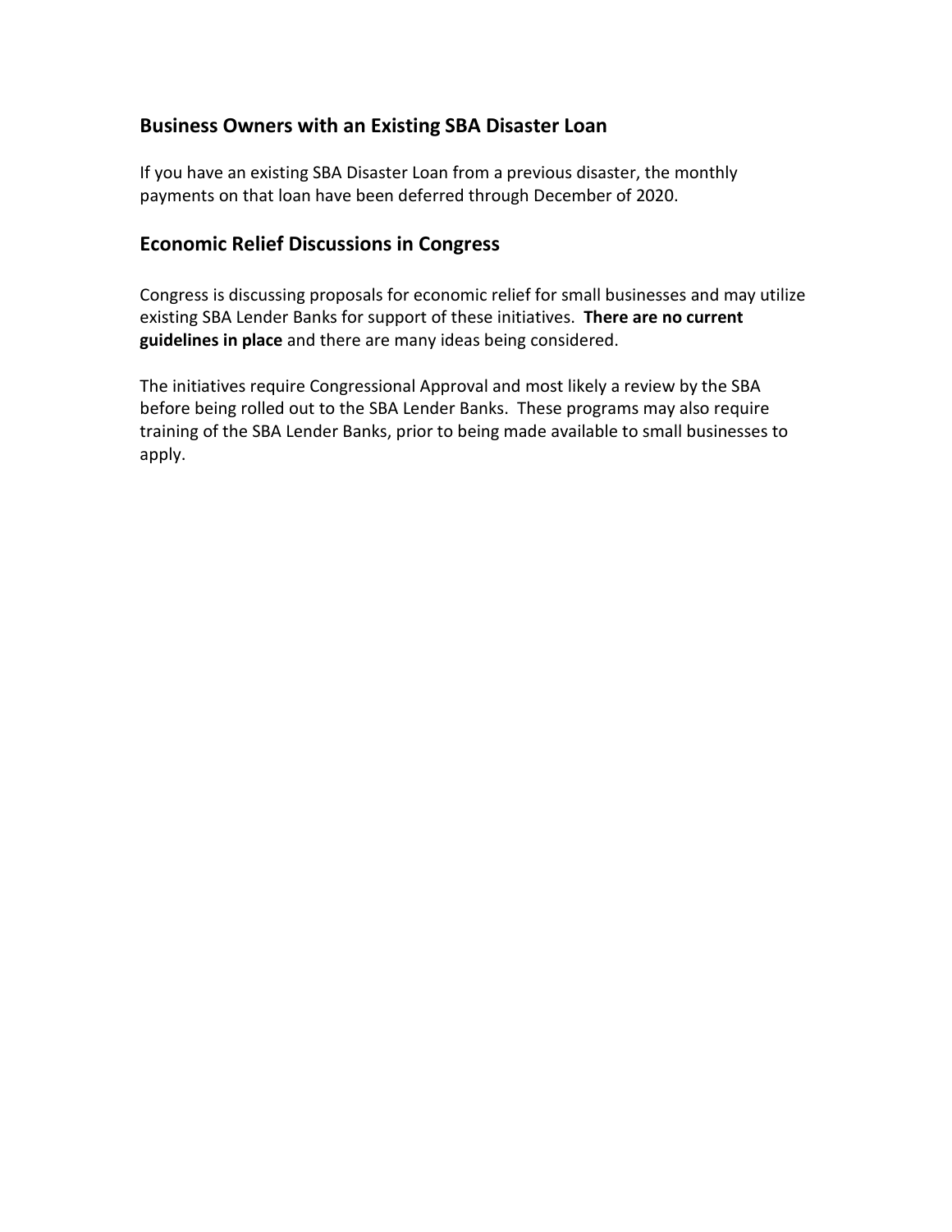## Business Owners with an Existing SBA Disaster Loan

If you have an existing SBA Disaster Loan from a previous disaster, the monthly payments on that loan have been deferred through December of 2020.

## Economic Relief Discussions in Congress

Congress is discussing proposals for economic relief for small businesses and may utilize existing SBA Lender Banks for support of these initiatives. **There are no current guidelines in place** and there are many ideas being considered.

The initiatives require Congressional Approval and most likely a review by the SBA before being rolled out to the SBA Lender Banks. These programs may also require training of the SBA Lender Banks, prior to being made available to small businesses to apply.